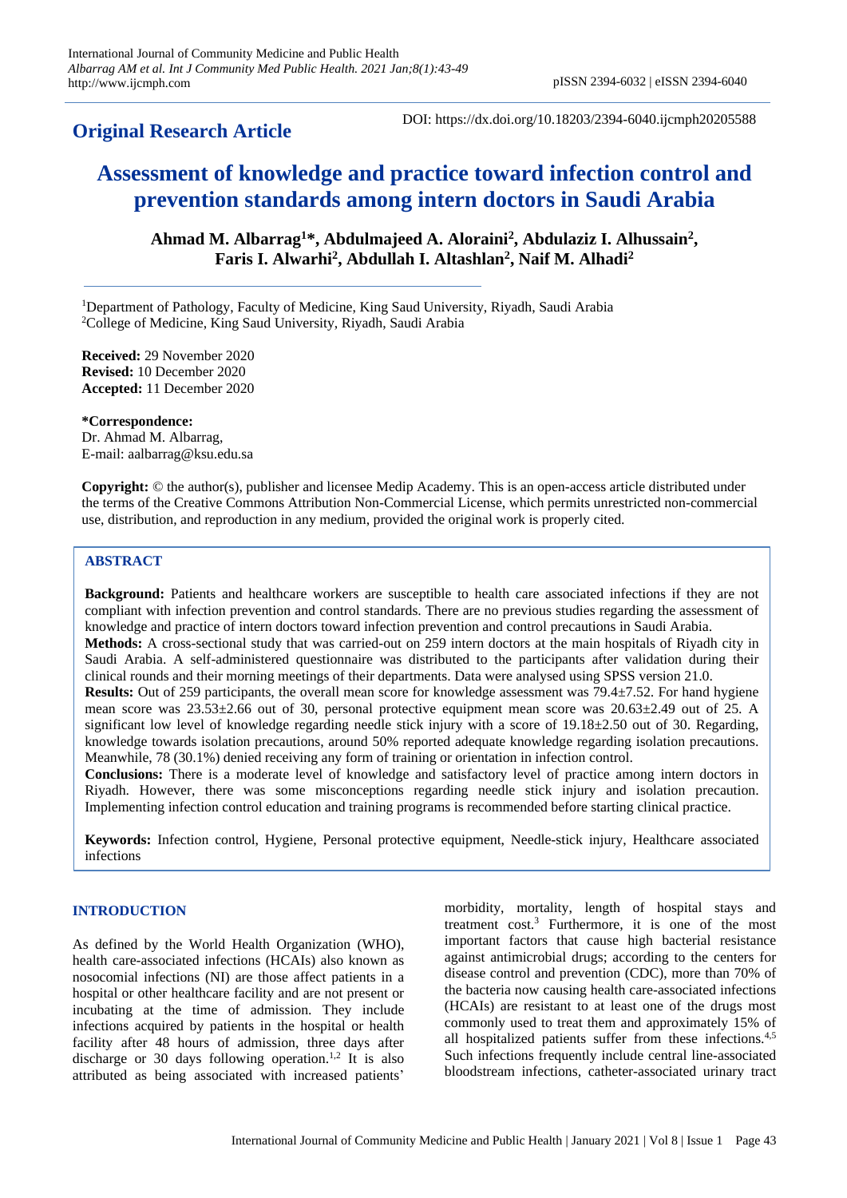**Original Research Article**

DOI: https://dx.doi.org/10.18203/2394-6040.ijcmph20205588

# Assessment of knowledge and practice toward infection control and prevention standards among intern doctors in Saudi Arabia

**Ahmad M. Albarrag[1]*, Abdulmajeed A. Aloraini[2], Abdulaziz I. Alhussain[2], Faris I. Alwarhi[2], Abdullah I. Altashlan[2], Naif M. Alhadi[2]**

[1]Department of Pathology, Faculty of Medicine, King Saud University, Riyadh, Saudi Arabia
[2]College of Medicine, King Saud University, Riyadh, Saudi Arabia

**Received:** 29 November 2020
**Revised:** 10 December 2020
**Accepted:** 11 December 2020

***Correspondence:**
Dr. Ahmad M. Albarrag,
E-mail: aalbarrag@ksu.edu.sa

**Copyright:** © the author(s), publisher and licensee Medip Academy. This is an open-access article distributed under the terms of the Creative Commons Attribution Non-Commercial License, which permits unrestricted non-commercial use, distribution, and reproduction in any medium, provided the original work is properly cited.

## ABSTRACT

**Background:** Patients and healthcare workers are susceptible to health care associated infections if they are not compliant with infection prevention and control standards. There are no previous studies regarding the assessment of knowledge and practice of intern doctors toward infection prevention and control precautions in Saudi Arabia.

**Methods:** A cross-sectional study that was carried-out on 259 intern doctors at the main hospitals of Riyadh city in Saudi Arabia. A self-administered questionnaire was distributed to the participants after validation during their clinical rounds and their morning meetings of their departments. Data were analysed using SPSS version 21.0.

**Results:** Out of 259 participants, the overall mean score for knowledge assessment was 79.4±7.52. For hand hygiene mean score was 23.53±2.66 out of 30, personal protective equipment mean score was 20.63±2.49 out of 25. A significant low level of knowledge regarding needle stick injury with a score of 19.18±2.50 out of 30. Regarding, knowledge towards isolation precautions, around 50% reported adequate knowledge regarding isolation precautions. Meanwhile, 78 (30.1%) denied receiving any form of training or orientation in infection control.

**Conclusions:** There is a moderate level of knowledge and satisfactory level of practice among intern doctors in Riyadh. However, there was some misconceptions regarding needle stick injury and isolation precaution. Implementing infection control education and training programs is recommended before starting clinical practice.

**Keywords:** Infection control, Hygiene, Personal protective equipment, Needle-stick injury, Healthcare associated infections

## INTRODUCTION

As defined by the World Health Organization (WHO), health care-associated infections (HCAIs) also known as nosocomial infections (NI) are those affect patients in a hospital or other healthcare facility and are not present or incubating at the time of admission. They include infections acquired by patients in the hospital or health facility after 48 hours of admission, three days after discharge or 30 days following operation.[1,2] It is also attributed as being associated with increased patients' morbidity, mortality, length of hospital stays and treatment cost.[3] Furthermore, it is one of the most important factors that cause high bacterial resistance against antimicrobial drugs; according to the centers for disease control and prevention (CDC), more than 70% of the bacteria now causing health care-associated infections (HCAIs) are resistant to at least one of the drugs most commonly used to treat them and approximately 15% of all hospitalized patients suffer from these infections.[4,5] Such infections frequently include central line-associated bloodstream infections, catheter-associated urinary tract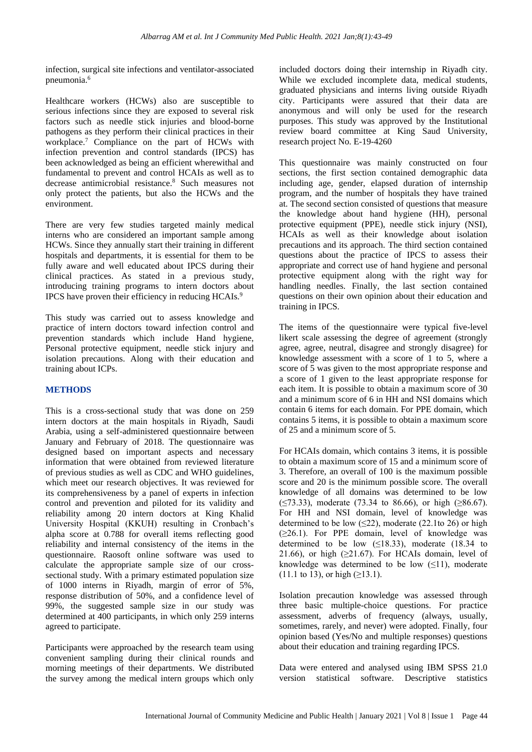infection, surgical site infections and ventilator-associated pneumonia.[6]

Healthcare workers (HCWs) also are susceptible to serious infections since they are exposed to several risk factors such as needle stick injuries and blood-borne pathogens as they perform their clinical practices in their workplace.[7] Compliance on the part of HCWs with infection prevention and control standards (IPCS) has been acknowledged as being an efficient wherewithal and fundamental to prevent and control HCAIs as well as to decrease antimicrobial resistance.[8] Such measures not only protect the patients, but also the HCWs and the environment.

There are very few studies targeted mainly medical interns who are considered an important sample among HCWs. Since they annually start their training in different hospitals and departments, it is essential for them to be fully aware and well educated about IPCS during their clinical practices. As stated in a previous study, introducing training programs to intern doctors about IPCS have proven their efficiency in reducing HCAIs.[9]

This study was carried out to assess knowledge and practice of intern doctors toward infection control and prevention standards which include Hand hygiene, Personal protective equipment, needle stick injury and isolation precautions. Along with their education and training about ICPs.

## METHODS

This is a cross-sectional study that was done on 259 intern doctors at the main hospitals in Riyadh, Saudi Arabia, using a self-administered questionnaire between January and February of 2018. The questionnaire was designed based on important aspects and necessary information that were obtained from reviewed literature of previous studies as well as CDC and WHO guidelines, which meet our research objectives. It was reviewed for its comprehensiveness by a panel of experts in infection control and prevention and piloted for its validity and reliability among 20 intern doctors at King Khalid University Hospital (KKUH) resulting in Cronbach's alpha score at 0.788 for overall items reflecting good reliability and internal consistency of the items in the questionnaire. Raosoft online software was used to calculate the appropriate sample size of our cross-sectional study. With a primary estimated population size of 1000 interns in Riyadh, margin of error of 5%, response distribution of 50%, and a confidence level of 99%, the suggested sample size in our study was determined at 400 participants, in which only 259 interns agreed to participate.

Participants were approached by the research team using convenient sampling during their clinical rounds and morning meetings of their departments. We distributed the survey among the medical intern groups which only included doctors doing their internship in Riyadh city. While we excluded incomplete data, medical students, graduated physicians and interns living outside Riyadh city. Participants were assured that their data are anonymous and will only be used for the research purposes. This study was approved by the Institutional review board committee at King Saud University, research project No. E-19-4260

This questionnaire was mainly constructed on four sections, the first section contained demographic data including age, gender, elapsed duration of internship program, and the number of hospitals they have trained at. The second section consisted of questions that measure the knowledge about hand hygiene (HH), personal protective equipment (PPE), needle stick injury (NSI), HCAIs as well as their knowledge about isolation precautions and its approach. The third section contained questions about the practice of IPCS to assess their appropriate and correct use of hand hygiene and personal protective equipment along with the right way for handling needles. Finally, the last section contained questions on their own opinion about their education and training in IPCS.

The items of the questionnaire were typical five-level likert scale assessing the degree of agreement (strongly agree, agree, neutral, disagree and strongly disagree) for knowledge assessment with a score of 1 to 5, where a score of 5 was given to the most appropriate response and a score of 1 given to the least appropriate response for each item. It is possible to obtain a maximum score of 30 and a minimum score of 6 in HH and NSI domains which contain 6 items for each domain. For PPE domain, which contains 5 items, it is possible to obtain a maximum score of 25 and a minimum score of 5.

For HCAIs domain, which contains 3 items, it is possible to obtain a maximum score of 15 and a minimum score of 3. Therefore, an overall of 100 is the maximum possible score and 20 is the minimum possible score. The overall knowledge of all domains was determined to be low (≤73.33), moderate (73.34 to 86.66), or high (≥86.67). For HH and NSI domain, level of knowledge was determined to be low (≤22), moderate (22.1to 26) or high (≥26.1). For PPE domain, level of knowledge was determined to be low (≤18.33), moderate (18.34 to 21.66), or high (≥21.67). For HCAIs domain, level of knowledge was determined to be low (≤11), moderate (11.1 to 13), or high (≥13.1).

Isolation precaution knowledge was assessed through three basic multiple-choice questions. For practice assessment, adverbs of frequency (always, usually, sometimes, rarely, and never) were adopted. Finally, four opinion based (Yes/No and multiple responses) questions about their education and training regarding IPCS.

Data were entered and analysed using IBM SPSS 21.0 version statistical software. Descriptive statistics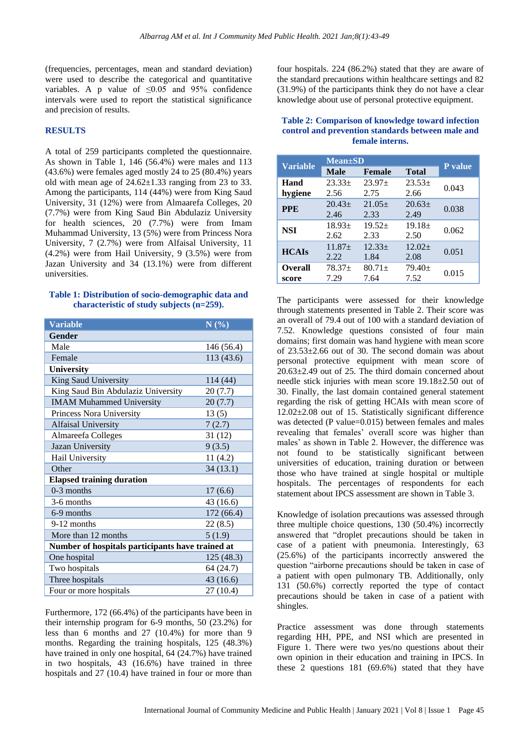(frequencies, percentages, mean and standard deviation) were used to describe the categorical and quantitative variables. A p value of ≤0.05 and 95% confidence intervals were used to report the statistical significance and precision of results.

## RESULTS

A total of 259 participants completed the questionnaire. As shown in Table 1, 146 (56.4%) were males and 113 (43.6%) were females aged mostly 24 to 25 (80.4%) years old with mean age of 24.62±1.33 ranging from 23 to 33. Among the participants, 114 (44%) were from King Saud University, 31 (12%) were from Almaarefa Colleges, 20 (7.7%) were from King Saud Bin Abdulaziz University for health sciences, 20 (7.7%) were from Imam Muhammad University, 13 (5%) were from Princess Nora University, 7 (2.7%) were from Alfaisal University, 11 (4.2%) were from Hail University, 9 (3.5%) were from Jazan University and 34 (13.1%) were from different universities.

**Table 1: Distribution of socio-demographic data and characteristic of study subjects (n=259).**

| Variable | N (%) |
|---|---|
| **Gender** | |
| Male | 146 (56.4) |
| Female | 113 (43.6) |
| **University** | |
| King Saud University | 114 (44) |
| King Saud Bin Abdulaziz University | 20 (7.7) |
| IMAM Muhammed University | 20 (7.7) |
| Princess Nora University | 13 (5) |
| Alfaisal University | 7 (2.7) |
| Almareefa Colleges | 31 (12) |
| Jazan University | 9 (3.5) |
| Hail University | 11 (4.2) |
| Other | 34 (13.1) |
| **Elapsed training duration** | |
| 0-3 months | 17 (6.6) |
| 3-6 months | 43 (16.6) |
| 6-9 months | 172 (66.4) |
| 9-12 months | 22 (8.5) |
| More than 12 months | 5 (1.9) |
| **Number of hospitals participants have trained at** | |
| One hospital | 125 (48.3) |
| Two hospitals | 64 (24.7) |
| Three hospitals | 43 (16.6) |
| Four or more hospitals | 27 (10.4) |

Furthermore, 172 (66.4%) of the participants have been in their internship program for 6-9 months, 50 (23.2%) for less than 6 months and 27 (10.4%) for more than 9 months. Regarding the training hospitals, 125 (48.3%) have trained in only one hospital, 64 (24.7%) have trained in two hospitals, 43 (16.6%) have trained in three hospitals and 27 (10.4) have trained in four or more than four hospitals. 224 (86.2%) stated that they are aware of the standard precautions within healthcare settings and 82 (31.9%) of the participants think they do not have a clear knowledge about use of personal protective equipment.

**Table 2: Comparison of knowledge toward infection control and prevention standards between male and female interns.**

| Variable | Mean±SD | | | P value |
|---|---|---|---|---|
| | Male | Female | Total | |
| Hand hygiene | 23.33±2.56 | 23.97±2.75 | 23.53±2.66 | 0.043 |
| PPE | 20.43±2.46 | 21.05±2.33 | 20.63±2.49 | 0.038 |
| NSI | 18.93±2.62 | 19.52±2.33 | 19.18±2.50 | 0.062 |
| HCAIs | 11.87±2.22 | 12.33±1.84 | 12.02±2.08 | 0.051 |
| Overall score | 78.37±7.29 | 80.71±7.64 | 79.40±7.52 | 0.015 |

The participants were assessed for their knowledge through statements presented in Table 2. Their score was an overall of 79.4 out of 100 with a standard deviation of 7.52. Knowledge questions consisted of four main domains; first domain was hand hygiene with mean score of 23.53±2.66 out of 30. The second domain was about personal protective equipment with mean score of 20.63±2.49 out of 25. The third domain concerned about needle stick injuries with mean score 19.18±2.50 out of 30. Finally, the last domain contained general statement regarding the risk of getting HCAIs with mean score of 12.02±2.08 out of 15. Statistically significant difference was detected (P value=0.015) between females and males revealing that females' overall score was higher than males' as shown in Table 2. However, the difference was not found to be statistically significant between universities of education, training duration or between those who have trained at single hospital or multiple hospitals. The percentages of respondents for each statement about IPCS assessment are shown in Table 3.

Knowledge of isolation precautions was assessed through three multiple choice questions, 130 (50.4%) incorrectly answered that "droplet precautions should be taken in case of a patient with pneumonia. Interestingly, 63 (25.6%) of the participants incorrectly answered the question "airborne precautions should be taken in case of a patient with open pulmonary TB. Additionally, only 131 (50.6%) correctly reported the type of contact precautions should be taken in case of a patient with shingles.

Practice assessment was done through statements regarding HH, PPE, and NSI which are presented in Figure 1. There were two yes/no questions about their own opinion in their education and training in IPCS. In these 2 questions 181 (69.6%) stated that they have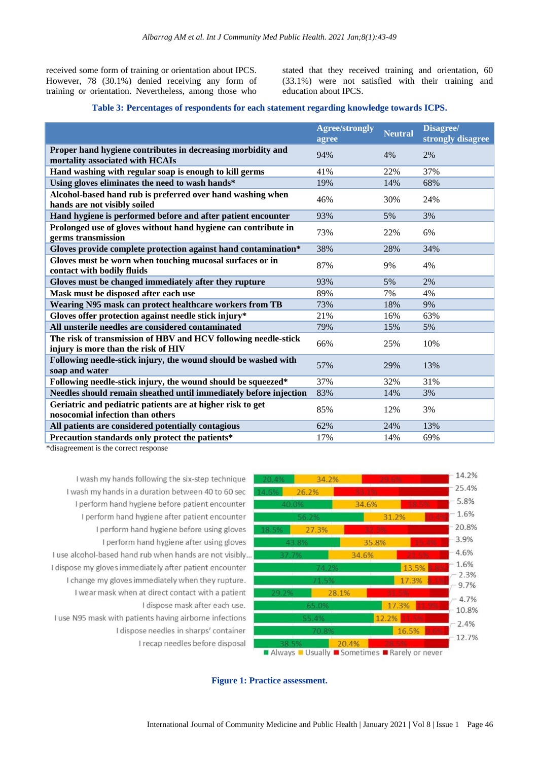received some form of training or orientation about IPCS. However, 78 (30.1%) denied receiving any form of training or orientation. Nevertheless, among those who stated that they received training and orientation, 60 (33.1%) were not satisfied with their training and education about IPCS.

**Table 3: Percentages of respondents for each statement regarding knowledge towards ICPS.**

| | Agree/strongly agree | Neutral | Disagree/ strongly disagree |
|---|---|---|---|
| **Proper hand hygiene contributes in decreasing morbidity and mortality associated with HCAIs** | 94% | 4% | 2% |
| **Hand washing with regular soap is enough to kill germs** | 41% | 22% | 37% |
| **Using gloves eliminates the need to wash hands*** | 19% | 14% | 68% |
| **Alcohol-based hand rub is preferred over hand washing when hands are not visibly soiled** | 46% | 30% | 24% |
| **Hand hygiene is performed before and after patient encounter** | 93% | 5% | 3% |
| **Prolonged use of gloves without hand hygiene can contribute in germs transmission** | 73% | 22% | 6% |
| **Gloves provide complete protection against hand contamination*** | 38% | 28% | 34% |
| **Gloves must be worn when touching mucosal surfaces or in contact with bodily fluids** | 87% | 9% | 4% |
| **Gloves must be changed immediately after they rupture** | 93% | 5% | 2% |
| **Mask must be disposed after each use** | 89% | 7% | 4% |
| **Wearing N95 mask can protect healthcare workers from TB** | 73% | 18% | 9% |
| **Gloves offer protection against needle stick injury*** | 21% | 16% | 63% |
| **All unsterile needles are considered contaminated** | 79% | 15% | 5% |
| **The risk of transmission of HBV and HCV following needle-stick injury is more than the risk of HIV** | 66% | 25% | 10% |
| **Following needle-stick injury, the wound should be washed with soap and water** | 57% | 29% | 13% |
| **Following needle-stick injury, the wound should be squeezed*** | 37% | 32% | 31% |
| **Needles should remain sheathed until immediately before injection** | 83% | 14% | 3% |
| **Geriatric and pediatric patients are at higher risk to get nosocomial infection than others** | 85% | 12% | 3% |
| **All patients are considered potentially contagious** | 62% | 24% | 13% |
| **Precaution standards only protect the patients*** | 17% | 14% | 69% |

*disagreement is the correct response

**Figure 1: Practice assessment.**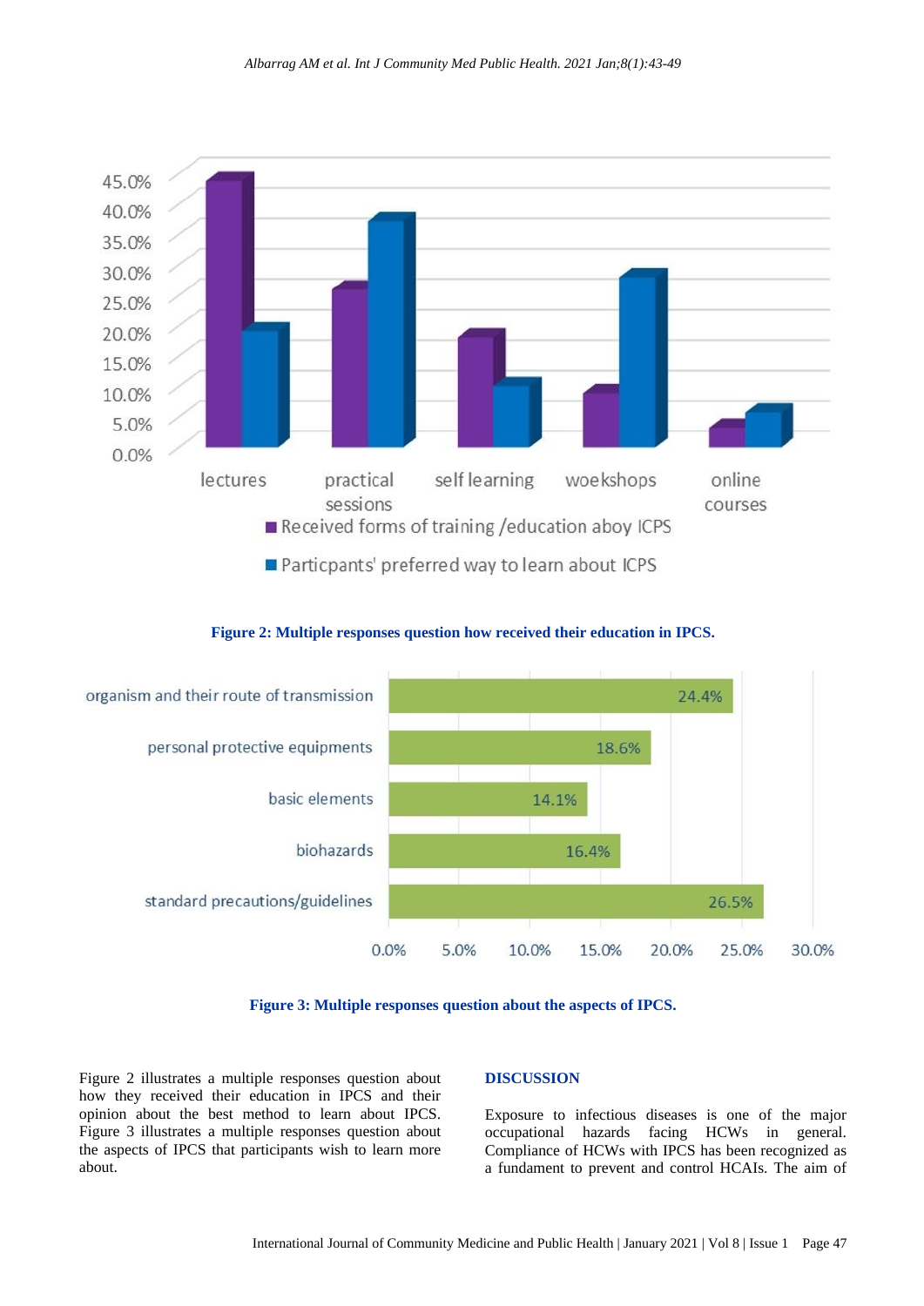Figure 2: Multiple responses question how received their education in IPCS.

Figure 3: Multiple responses question about the aspects of IPCS.

Figure 2 illustrates a multiple responses question about how they received their education in IPCS and their opinion about the best method to learn about IPCS. Figure 3 illustrates a multiple responses question about the aspects of IPCS that participants wish to learn more about.

## DISCUSSION

Exposure to infectious diseases is one of the major occupational hazards facing HCWs in general. Compliance of HCWs with IPCS has been recognized as a fundament to prevent and control HCAIs. The aim of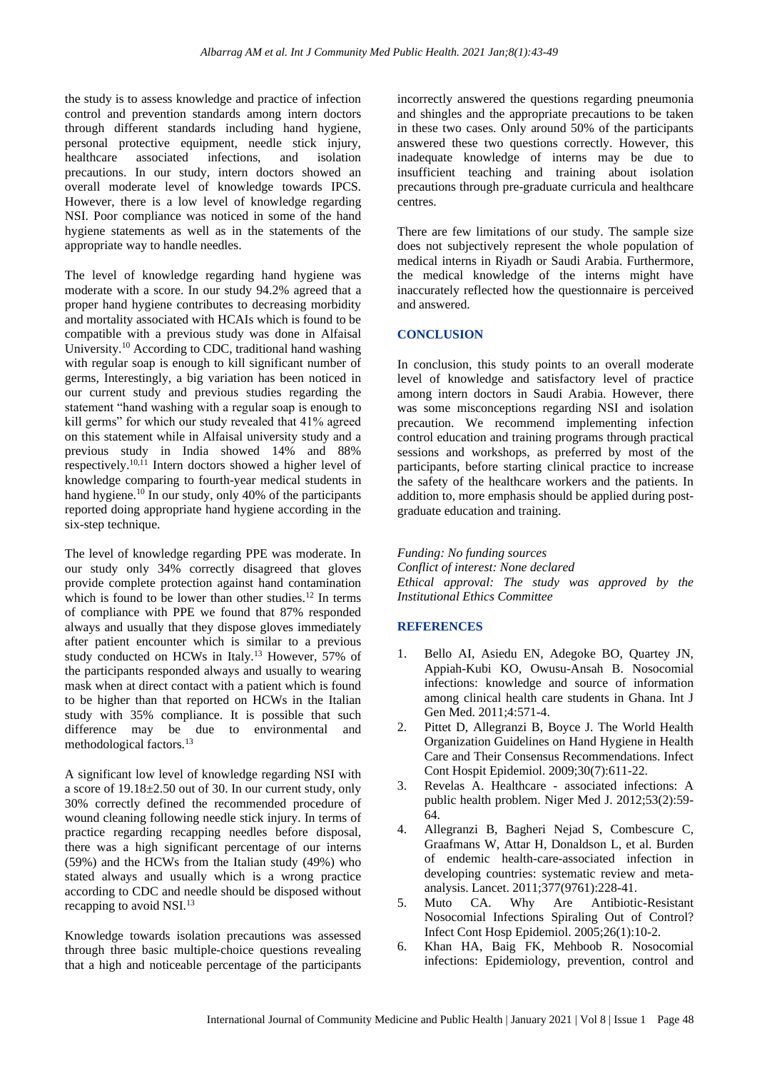the study is to assess knowledge and practice of infection control and prevention standards among intern doctors through different standards including hand hygiene, personal protective equipment, needle stick injury, healthcare associated infections, and isolation precautions. In our study, intern doctors showed an overall moderate level of knowledge towards IPCS. However, there is a low level of knowledge regarding NSI. Poor compliance was noticed in some of the hand hygiene statements as well as in the statements of the appropriate way to handle needles.

The level of knowledge regarding hand hygiene was moderate with a score. In our study 94.2% agreed that a proper hand hygiene contributes to decreasing morbidity and mortality associated with HCAIs which is found to be compatible with a previous study was done in Alfaisal University.[10] According to CDC, traditional hand washing with regular soap is enough to kill significant number of germs, Interestingly, a big variation has been noticed in our current study and previous studies regarding the statement "hand washing with a regular soap is enough to kill germs" for which our study revealed that 41% agreed on this statement while in Alfaisal university study and a previous study in India showed 14% and 88% respectively.[10,11] Intern doctors showed a higher level of knowledge comparing to fourth-year medical students in hand hygiene.[10] In our study, only 40% of the participants reported doing appropriate hand hygiene according in the six-step technique.

The level of knowledge regarding PPE was moderate. In our study only 34% correctly disagreed that gloves provide complete protection against hand contamination which is found to be lower than other studies.[12] In terms of compliance with PPE we found that 87% responded always and usually that they dispose gloves immediately after patient encounter which is similar to a previous study conducted on HCWs in Italy.[13] However, 57% of the participants responded always and usually to wearing mask when at direct contact with a patient which is found to be higher than that reported on HCWs in the Italian study with 35% compliance. It is possible that such difference may be due to environmental and methodological factors.[13]

A significant low level of knowledge regarding NSI with a score of 19.18±2.50 out of 30. In our current study, only 30% correctly defined the recommended procedure of wound cleaning following needle stick injury. In terms of practice regarding recapping needles before disposal, there was a high significant percentage of our interns (59%) and the HCWs from the Italian study (49%) who stated always and usually which is a wrong practice according to CDC and needle should be disposed without recapping to avoid NSI.[13]

Knowledge towards isolation precautions was assessed through three basic multiple-choice questions revealing that a high and noticeable percentage of the participants incorrectly answered the questions regarding pneumonia and shingles and the appropriate precautions to be taken in these two cases. Only around 50% of the participants answered these two questions correctly. However, this inadequate knowledge of interns may be due to insufficient teaching and training about isolation precautions through pre-graduate curricula and healthcare centres.

There are few limitations of our study. The sample size does not subjectively represent the whole population of medical interns in Riyadh or Saudi Arabia. Furthermore, the medical knowledge of the interns might have inaccurately reflected how the questionnaire is perceived and answered.

## CONCLUSION

In conclusion, this study points to an overall moderate level of knowledge and satisfactory level of practice among intern doctors in Saudi Arabia. However, there was some misconceptions regarding NSI and isolation precaution. We recommend implementing infection control education and training programs through practical sessions and workshops, as preferred by most of the participants, before starting clinical practice to increase the safety of the healthcare workers and the patients. In addition to, more emphasis should be applied during post-graduate education and training.

*Funding: No funding sources*
*Conflict of interest: None declared*
*Ethical approval: The study was approved by the Institutional Ethics Committee*

## REFERENCES

1. Bello AI, Asiedu EN, Adegoke BO, Quartey JN, Appiah-Kubi KO, Owusu-Ansah B. Nosocomial infections: knowledge and source of information among clinical health care students in Ghana. Int J Gen Med. 2011;4:571-4.
2. Pittet D, Allegranzi B, Boyce J. The World Health Organization Guidelines on Hand Hygiene in Health Care and Their Consensus Recommendations. Infect Cont Hospit Epidemiol. 2009;30(7):611-22.
3. Revelas A. Healthcare - associated infections: A public health problem. Niger Med J. 2012;53(2):59-64.
4. Allegranzi B, Bagheri Nejad S, Combescure C, Graafmans W, Attar H, Donaldson L, et al. Burden of endemic health-care-associated infection in developing countries: systematic review and meta-analysis. Lancet. 2011;377(9761):228-41.
5. Muto CA. Why Are Antibiotic-Resistant Nosocomial Infections Spiraling Out of Control? Infect Cont Hosp Epidemiol. 2005;26(1):10-2.
6. Khan HA, Baig FK, Mehboob R. Nosocomial infections: Epidemiology, prevention, control and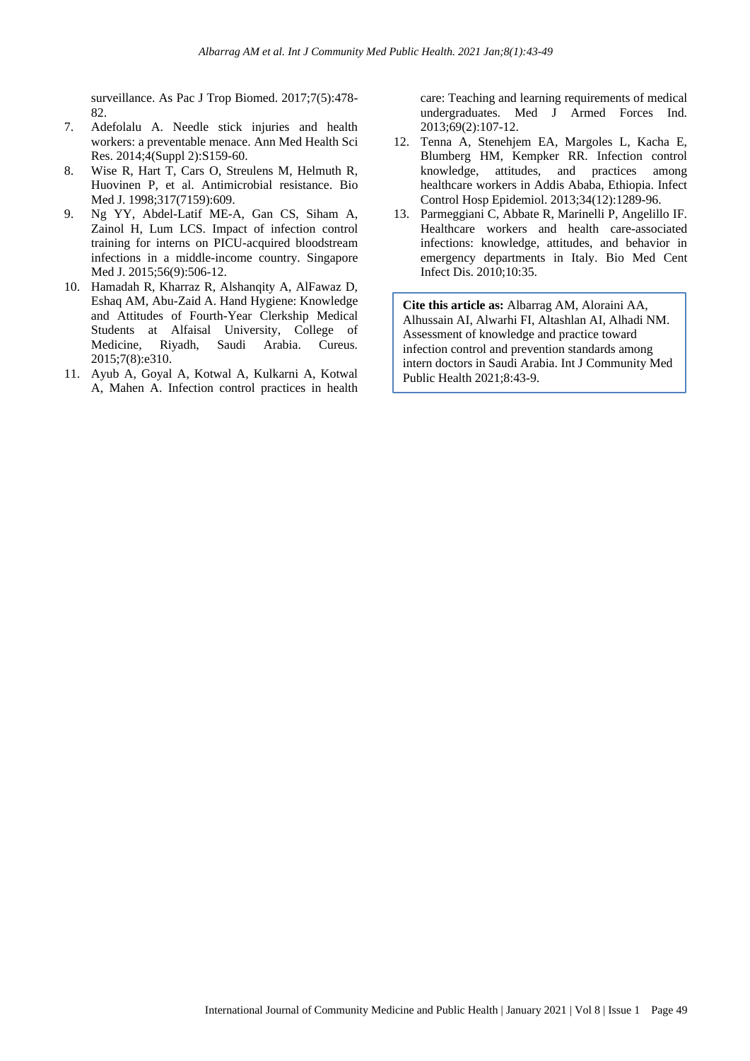surveillance. As Pac J Trop Biomed. 2017;7(5):478-82.

7. Adefolalu A. Needle stick injuries and health workers: a preventable menace. Ann Med Health Sci Res. 2014;4(Suppl 2):S159-60.
8. Wise R, Hart T, Cars O, Streulens M, Helmuth R, Huovinen P, et al. Antimicrobial resistance. Bio Med J. 1998;317(7159):609.
9. Ng YY, Abdel-Latif ME-A, Gan CS, Siham A, Zainol H, Lum LCS. Impact of infection control training for interns on PICU-acquired bloodstream infections in a middle-income country. Singapore Med J. 2015;56(9):506-12.
10. Hamadah R, Kharraz R, Alshanqity A, AlFawaz D, Eshaq AM, Abu-Zaid A. Hand Hygiene: Knowledge and Attitudes of Fourth-Year Clerkship Medical Students at Alfaisal University, College of Medicine, Riyadh, Saudi Arabia. Cureus. 2015;7(8):e310.
11. Ayub A, Goyal A, Kotwal A, Kulkarni A, Kotwal A, Mahen A. Infection control practices in health care: Teaching and learning requirements of medical undergraduates. Med J Armed Forces Ind. 2013;69(2):107-12.
12. Tenna A, Stenehjem EA, Margoles L, Kacha E, Blumberg HM, Kempker RR. Infection control knowledge, attitudes, and practices among healthcare workers in Addis Ababa, Ethiopia. Infect Control Hosp Epidemiol. 2013;34(12):1289-96.
13. Parmeggiani C, Abbate R, Marinelli P, Angelillo IF. Healthcare workers and health care-associated infections: knowledge, attitudes, and behavior in emergency departments in Italy. Bio Med Cent Infect Dis. 2010;10:35.

**Cite this article as:** Albarrag AM, Aloraini AA, Alhussain AI, Alwarhi FI, Altashlan AI, Alhadi NM. Assessment of knowledge and practice toward infection control and prevention standards among intern doctors in Saudi Arabia. Int J Community Med Public Health 2021;8:43-9.